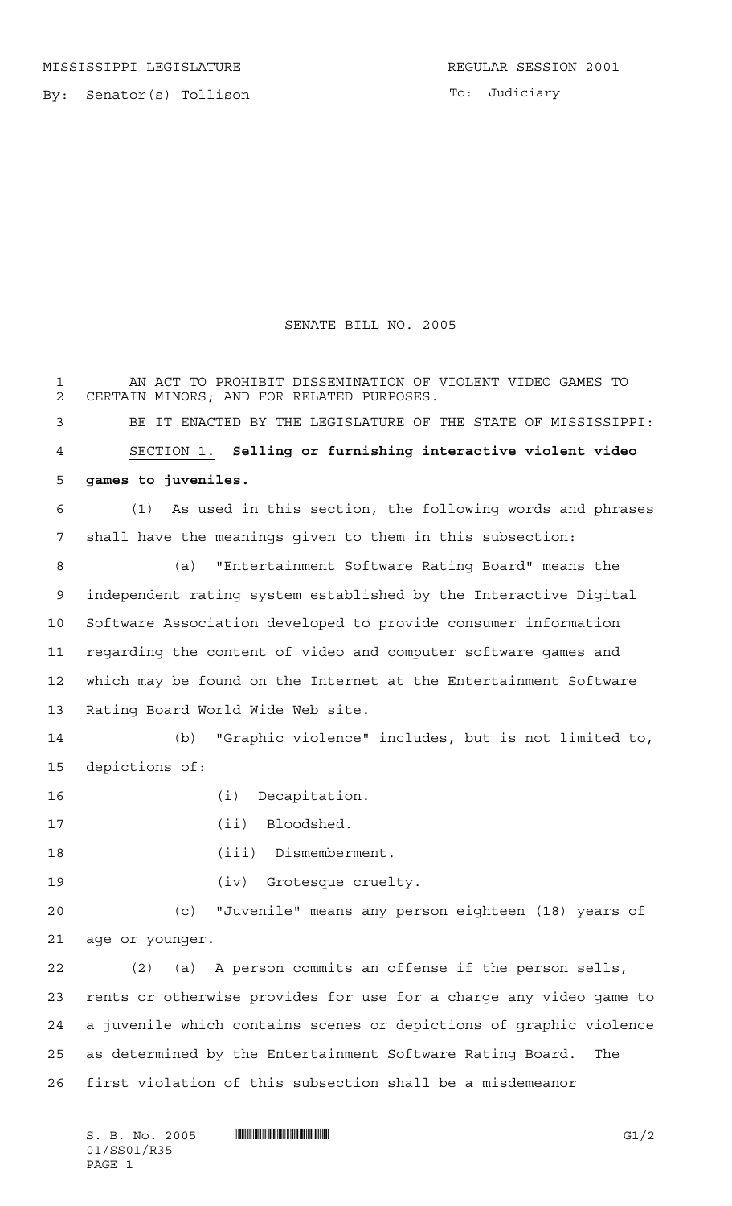MISSISSIPPI LEGISLATURE REGULAR SESSION 2001

By: Senator(s) Tollison

To: Judiciary

# SENATE BILL NO. 2005

AN ACT TO PROHIBIT DISSEMINATION OF VIOLENT VIDEO GAMES TO CERTAIN MINORS; AND FOR RELATED PURPOSES.

BE IT ENACTED BY THE LEGISLATURE OF THE STATE OF MISSISSIPPI:

SECTION 1. **Selling or furnishing interactive violent video games to juveniles.**

(1) As used in this section, the following words and phrases shall have the meanings given to them in this subsection:

(a) "Entertainment Software Rating Board" means the independent rating system established by the Interactive Digital Software Association developed to provide consumer information regarding the content of video and computer software games and which may be found on the Internet at the Entertainment Software Rating Board World Wide Web site.

(b) "Graphic violence" includes, but is not limited to, depictions of:

(i) Decapitation.

(ii) Bloodshed.

(iii) Dismemberment.

(iv) Grotesque cruelty.

(c) "Juvenile" means any person eighteen (18) years of age or younger.

(2) (a) A person commits an offense if the person sells, rents or otherwise provides for use for a charge any video game to a juvenile which contains scenes or depictions of graphic violence as determined by the Entertainment Software Rating Board. The first violation of this subsection shall be a misdemeanor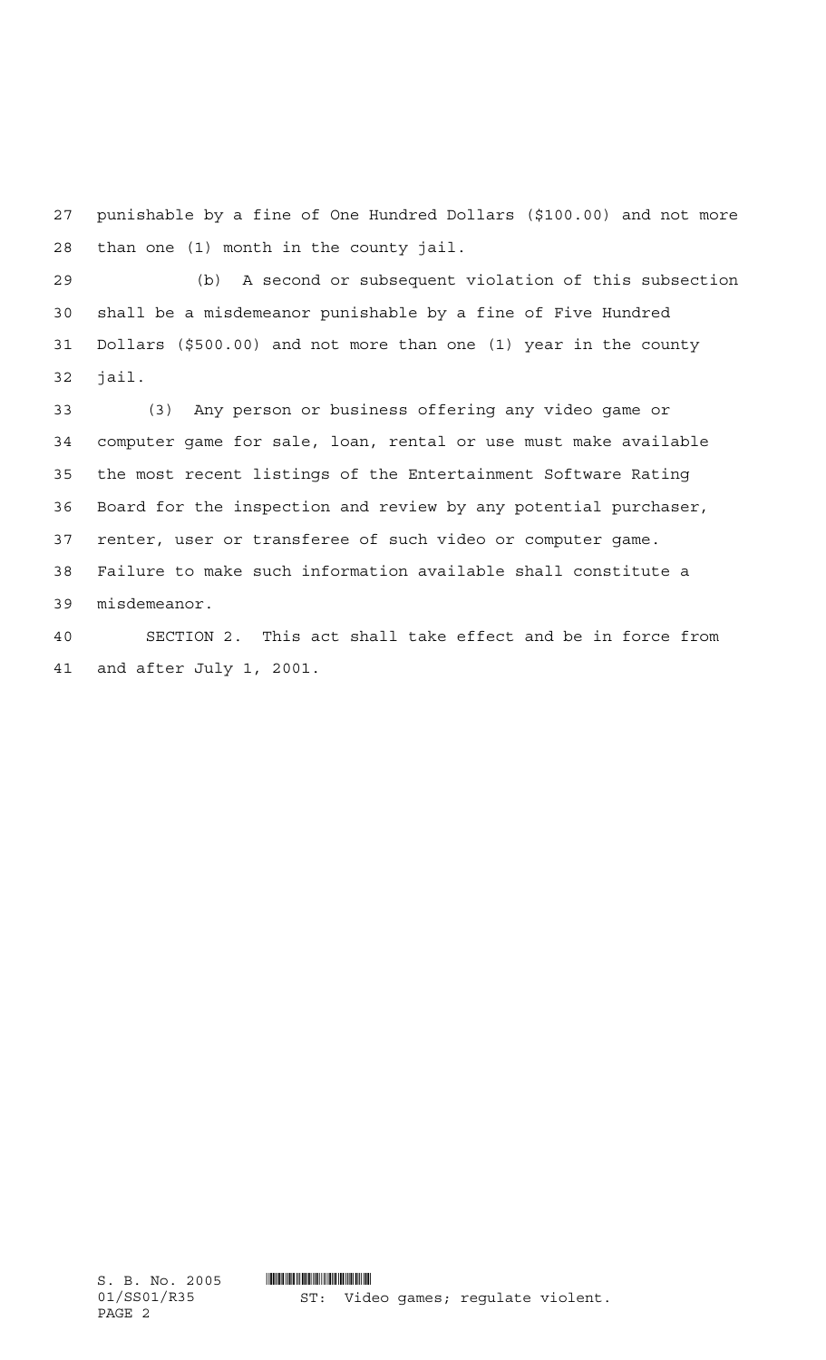punishable by a fine of One Hundred Dollars ($100.00) and not more than one (1) month in the county jail.

(b) A second or subsequent violation of this subsection shall be a misdemeanor punishable by a fine of Five Hundred Dollars ($500.00) and not more than one (1) year in the county jail.

(3) Any person or business offering any video game or computer game for sale, loan, rental or use must make available the most recent listings of the Entertainment Software Rating Board for the inspection and review by any potential purchaser, renter, user or transferee of such video or computer game. Failure to make such information available shall constitute a misdemeanor.

SECTION 2. This act shall take effect and be in force from and after July 1, 2001.